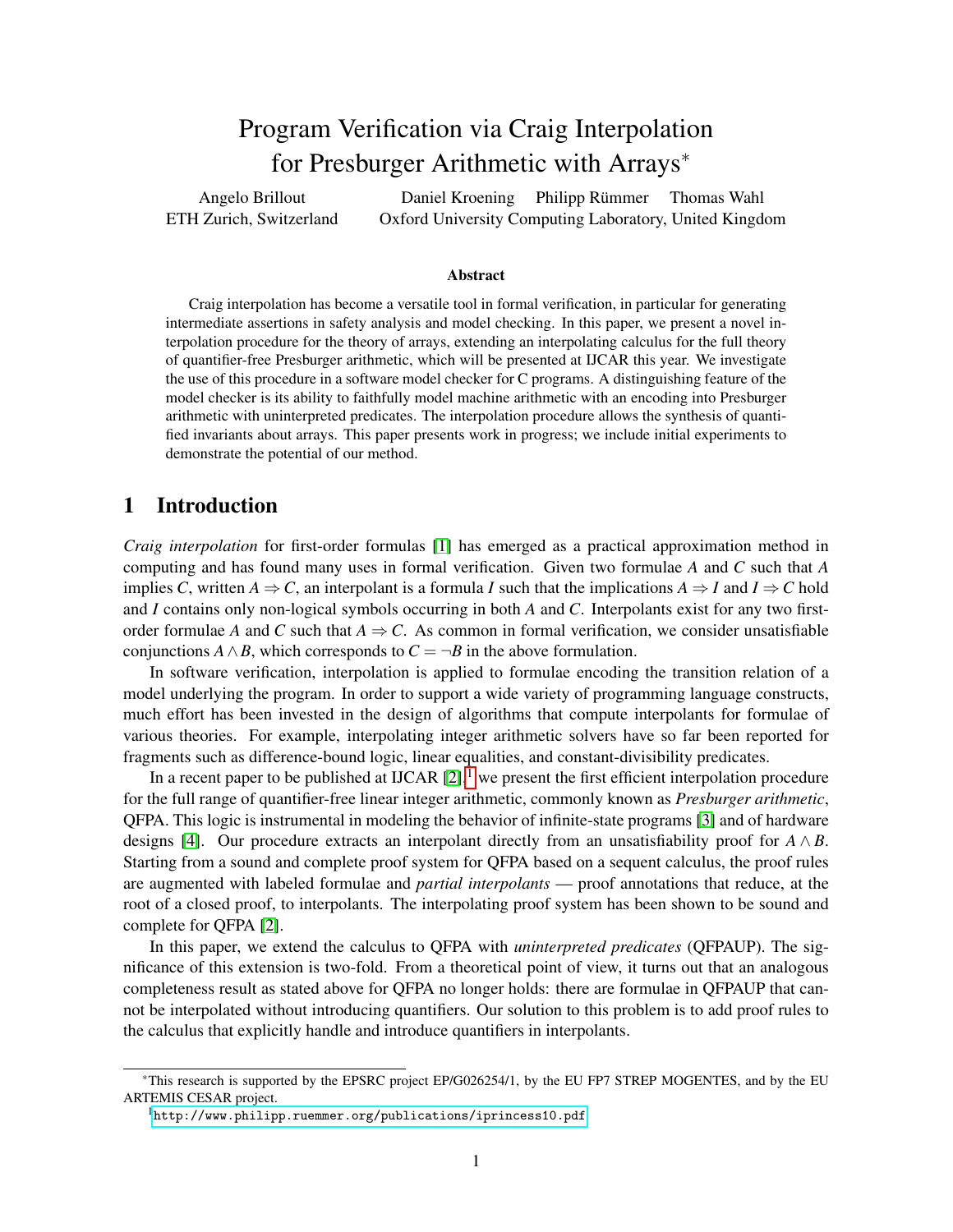# Program Verification via Craig Interpolation for Presburger Arithmetic with Arrays*

Angelo Brillout
ETH Zurich, Switzerland

Daniel Kroening  Philipp Rümmer  Thomas Wahl
Oxford University Computing Laboratory, United Kingdom

### Abstract

Craig interpolation has become a versatile tool in formal verification, in particular for generating intermediate assertions in safety analysis and model checking. In this paper, we present a novel interpolation procedure for the theory of arrays, extending an interpolating calculus for the full theory of quantifier-free Presburger arithmetic, which will be presented at IJCAR this year. We investigate the use of this procedure in a software model checker for C programs. A distinguishing feature of the model checker is its ability to faithfully model machine arithmetic with an encoding into Presburger arithmetic with uninterpreted predicates. The interpolation procedure allows the synthesis of quantified invariants about arrays. This paper presents work in progress; we include initial experiments to demonstrate the potential of our method.

## 1 Introduction

*Craig interpolation* for first-order formulas [1] has emerged as a practical approximation method in computing and has found many uses in formal verification. Given two formulae $A$ and $C$ such that $A$ implies $C$, written $A \Rightarrow C$, an interpolant is a formula $I$ such that the implications $A \Rightarrow I$ and $I \Rightarrow C$ hold and $I$ contains only non-logical symbols occurring in both $A$ and $C$. Interpolants exist for any two first-order formulae $A$ and $C$ such that $A \Rightarrow C$. As common in formal verification, we consider unsatisfiable conjunctions $A \wedge B$, which corresponds to $C = \neg B$ in the above formulation.

In software verification, interpolation is applied to formulae encoding the transition relation of a model underlying the program. In order to support a wide variety of programming language constructs, much effort has been invested in the design of algorithms that compute interpolants for formulae of various theories. For example, interpolating integer arithmetic solvers have so far been reported for fragments such as difference-bound logic, linear equalities, and constant-divisibility predicates.

In a recent paper to be published at IJCAR [2],[1] we present the first efficient interpolation procedure for the full range of quantifier-free linear integer arithmetic, commonly known as *Presburger arithmetic*, QFPA. This logic is instrumental in modeling the behavior of infinite-state programs [3] and of hardware designs [4]. Our procedure extracts an interpolant directly from an unsatisfiability proof for $A \wedge B$. Starting from a sound and complete proof system for QFPA based on a sequent calculus, the proof rules are augmented with labeled formulae and *partial interpolants* — proof annotations that reduce, at the root of a closed proof, to interpolants. The interpolating proof system has been shown to be sound and complete for QFPA [2].

In this paper, we extend the calculus to QFPA with *uninterpreted predicates* (QFPAUP). The significance of this extension is two-fold. From a theoretical point of view, it turns out that an analogous completeness result as stated above for QFPA no longer holds: there are formulae in QFPAUP that cannot be interpolated without introducing quantifiers. Our solution to this problem is to add proof rules to the calculus that explicitly handle and introduce quantifiers in interpolants.

---

*This research is supported by the EPSRC project EP/G026254/1, by the EU FP7 STREP MOGENTES, and by the EU ARTEMIS CESAR project.

[1] http://www.philipp.ruemmer.org/publications/iprincess10.pdf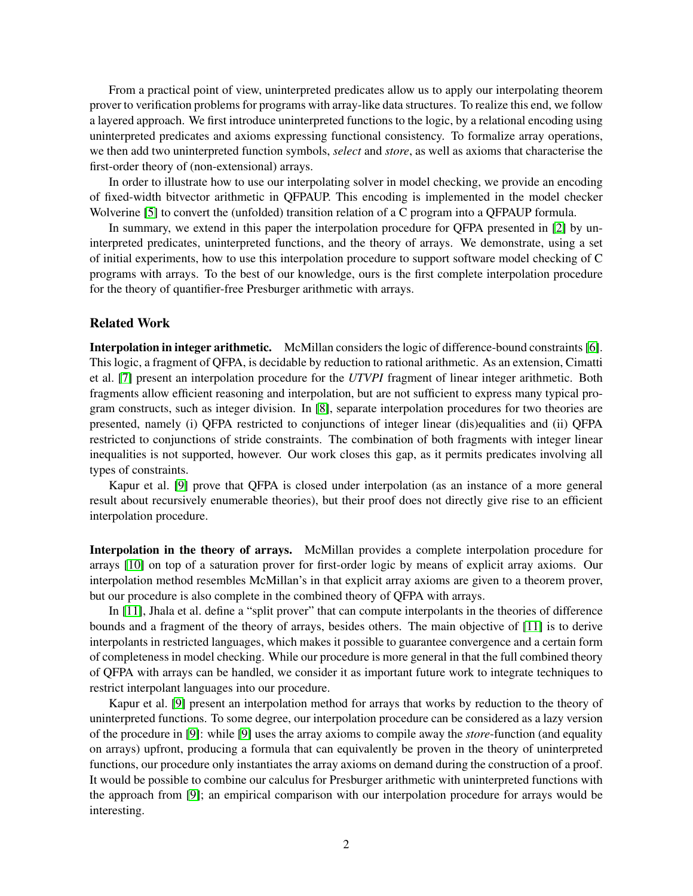From a practical point of view, uninterpreted predicates allow us to apply our interpolating theorem prover to verification problems for programs with array-like data structures. To realize this end, we follow a layered approach. We first introduce uninterpreted functions to the logic, by a relational encoding using uninterpreted predicates and axioms expressing functional consistency. To formalize array operations, we then add two uninterpreted function symbols, *select* and *store*, as well as axioms that characterise the first-order theory of (non-extensional) arrays.

In order to illustrate how to use our interpolating solver in model checking, we provide an encoding of fixed-width bitvector arithmetic in QFPAUP. This encoding is implemented in the model checker Wolverine [5] to convert the (unfolded) transition relation of a C program into a QFPAUP formula.

In summary, we extend in this paper the interpolation procedure for QFPA presented in [2] by uninterpreted predicates, uninterpreted functions, and the theory of arrays. We demonstrate, using a set of initial experiments, how to use this interpolation procedure to support software model checking of C programs with arrays. To the best of our knowledge, ours is the first complete interpolation procedure for the theory of quantifier-free Presburger arithmetic with arrays.

### Related Work

**Interpolation in integer arithmetic.** McMillan considers the logic of difference-bound constraints [6]. This logic, a fragment of QFPA, is decidable by reduction to rational arithmetic. As an extension, Cimatti et al. [7] present an interpolation procedure for the *UTVPI* fragment of linear integer arithmetic. Both fragments allow efficient reasoning and interpolation, but are not sufficient to express many typical program constructs, such as integer division. In [8], separate interpolation procedures for two theories are presented, namely (i) QFPA restricted to conjunctions of integer linear (dis)equalities and (ii) QFPA restricted to conjunctions of stride constraints. The combination of both fragments with integer linear inequalities is not supported, however. Our work closes this gap, as it permits predicates involving all types of constraints.

Kapur et al. [9] prove that QFPA is closed under interpolation (as an instance of a more general result about recursively enumerable theories), but their proof does not directly give rise to an efficient interpolation procedure.

**Interpolation in the theory of arrays.** McMillan provides a complete interpolation procedure for arrays [10] on top of a saturation prover for first-order logic by means of explicit array axioms. Our interpolation method resembles McMillan's in that explicit array axioms are given to a theorem prover, but our procedure is also complete in the combined theory of QFPA with arrays.

In [11], Jhala et al. define a "split prover" that can compute interpolants in the theories of difference bounds and a fragment of the theory of arrays, besides others. The main objective of [11] is to derive interpolants in restricted languages, which makes it possible to guarantee convergence and a certain form of completeness in model checking. While our procedure is more general in that the full combined theory of QFPA with arrays can be handled, we consider it as important future work to integrate techniques to restrict interpolant languages into our procedure.

Kapur et al. [9] present an interpolation method for arrays that works by reduction to the theory of uninterpreted functions. To some degree, our interpolation procedure can be considered as a lazy version of the procedure in [9]: while [9] uses the array axioms to compile away the *store*-function (and equality on arrays) upfront, producing a formula that can equivalently be proven in the theory of uninterpreted functions, our procedure only instantiates the array axioms on demand during the construction of a proof. It would be possible to combine our calculus for Presburger arithmetic with uninterpreted functions with the approach from [9]; an empirical comparison with our interpolation procedure for arrays would be interesting.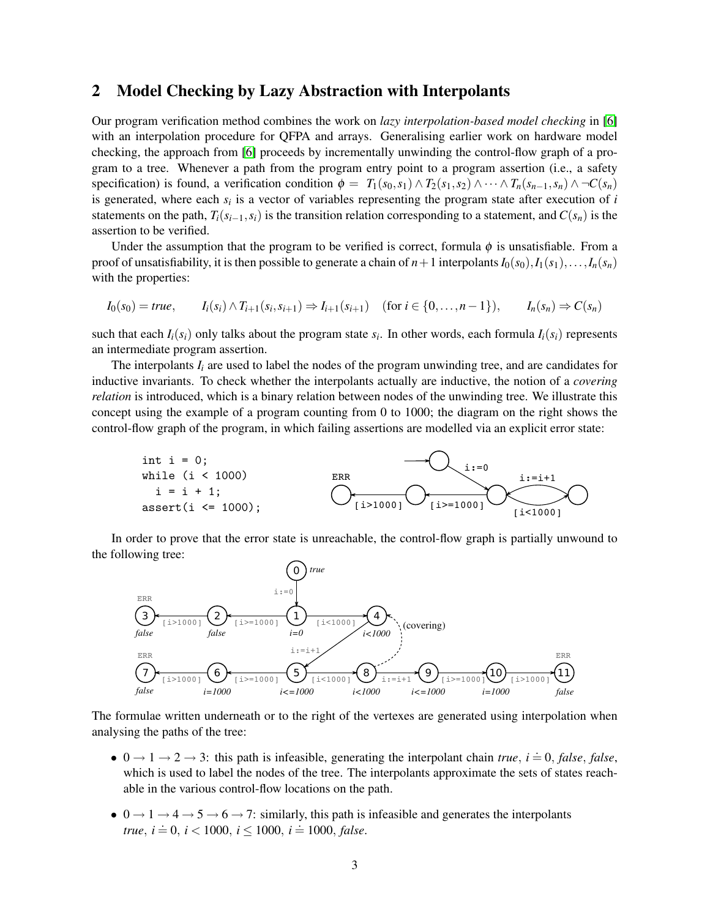## 2 Model Checking by Lazy Abstraction with Interpolants

Our program verification method combines the work on *lazy interpolation-based model checking* in [6] with an interpolation procedure for QFPA and arrays. Generalising earlier work on hardware model checking, the approach from [6] proceeds by incrementally unwinding the control-flow graph of a program to a tree. Whenever a path from the program entry point to a program assertion (i.e., a safety specification) is found, a verification condition $\phi = T_1(s_0, s_1) \wedge T_2(s_1, s_2) \wedge \cdots \wedge T_n(s_{n-1}, s_n) \wedge \neg C(s_n)$ is generated, where each $s_i$ is a vector of variables representing the program state after execution of $i$ statements on the path, $T_i(s_{i-1}, s_i)$ is the transition relation corresponding to a statement, and $C(s_n)$ is the assertion to be verified.

Under the assumption that the program to be verified is correct, formula $\phi$ is unsatisfiable. From a proof of unsatisfiability, it is then possible to generate a chain of $n+1$ interpolants $I_0(s_0), I_1(s_1), \ldots, I_n(s_n)$ with the properties:

$$I_0(s_0) = \mathit{true}, \qquad I_i(s_i) \wedge T_{i+1}(s_i, s_{i+1}) \Rightarrow I_{i+1}(s_{i+1}) \quad (\text{for } i \in \{0, \ldots, n-1\}), \qquad I_n(s_n) \Rightarrow C(s_n)$$

such that each $I_i(s_i)$ only talks about the program state $s_i$. In other words, each formula $I_i(s_i)$ represents an intermediate program assertion.

The interpolants $I_i$ are used to label the nodes of the program unwinding tree, and are candidates for inductive invariants. To check whether the interpolants actually are inductive, the notion of a *covering relation* is introduced, which is a binary relation between nodes of the unwinding tree. We illustrate this concept using the example of a program counting from 0 to 1000; the diagram on the right shows the control-flow graph of the program, in which failing assertions are modelled via an explicit error state:

```
int i = 0;
while (i < 1000)
  i = i + 1;
assert(i <= 1000);
```

In order to prove that the error state is unreachable, the control-flow graph is partially unwound to the following tree:

The formulae written underneath or to the right of the vertexes are generated using interpolation when analysing the paths of the tree:

- $0 \to 1 \to 2 \to 3$: this path is infeasible, generating the interpolant chain *true*, $i \doteq 0$, *false*, *false*, which is used to label the nodes of the tree. The interpolants approximate the sets of states reachable in the various control-flow locations on the path.
- $0 \to 1 \to 4 \to 5 \to 6 \to 7$: similarly, this path is infeasible and generates the interpolants *true*, $i \doteq 0$, $i < 1000$, $i \leq 1000$, $i \doteq 1000$, *false*.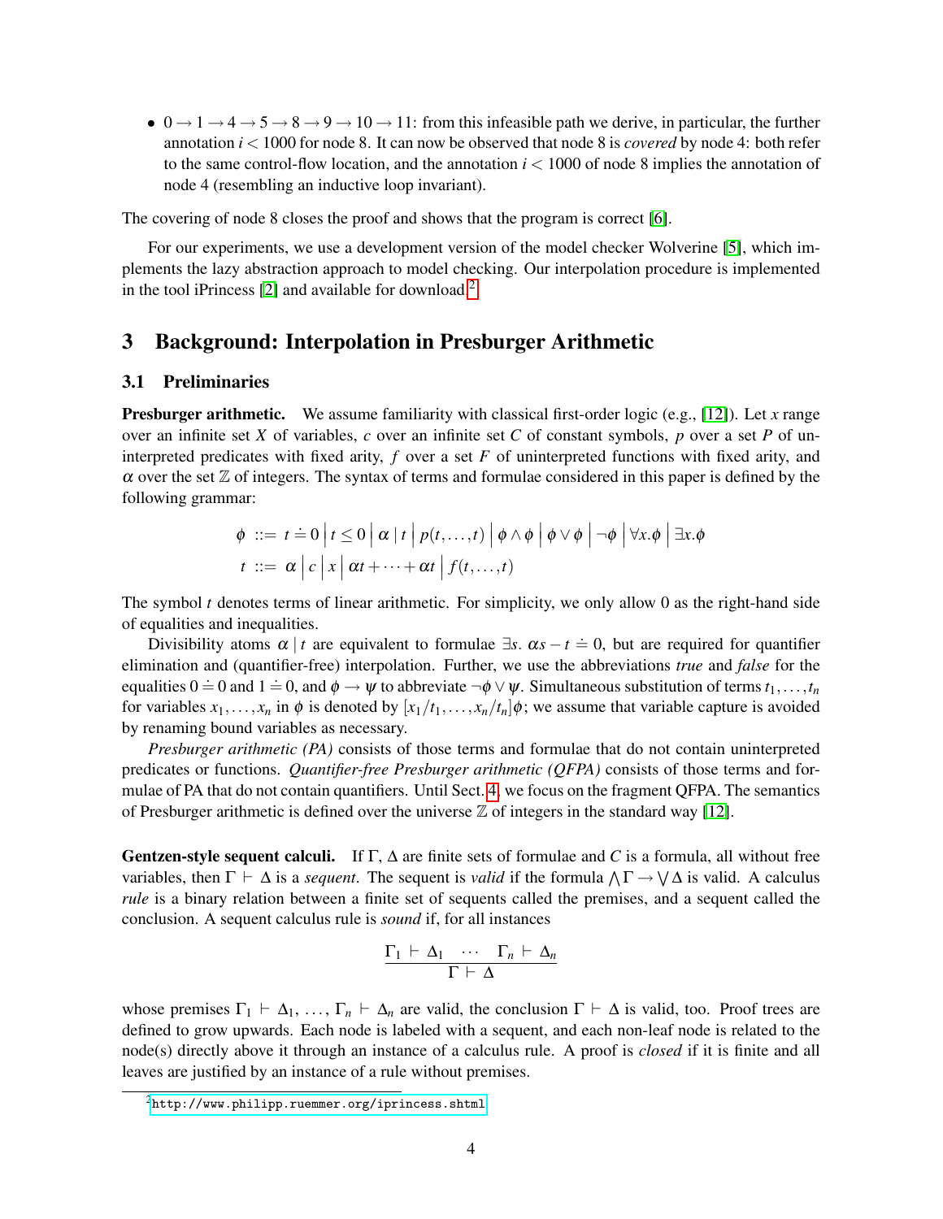- $0 \to 1 \to 4 \to 5 \to 8 \to 9 \to 10 \to 11$: from this infeasible path we derive, in particular, the further annotation $i < 1000$ for node 8. It can now be observed that node 8 is *covered* by node 4: both refer to the same control-flow location, and the annotation $i < 1000$ of node 8 implies the annotation of node 4 (resembling an inductive loop invariant).

The covering of node 8 closes the proof and shows that the program is correct [6].

For our experiments, we use a development version of the model checker Wolverine [5], which implements the lazy abstraction approach to model checking. Our interpolation procedure is implemented in the tool iPrincess [2] and available for download.[2]

## 3 Background: Interpolation in Presburger Arithmetic

### 3.1 Preliminaries

**Presburger arithmetic.** We assume familiarity with classical first-order logic (e.g., [12]). Let $x$ range over an infinite set $X$ of variables, $c$ over an infinite set $C$ of constant symbols, $p$ over a set $P$ of uninterpreted predicates with fixed arity, $f$ over a set $F$ of uninterpreted functions with fixed arity, and $\alpha$ over the set $\mathbb{Z}$ of integers. The syntax of terms and formulae considered in this paper is defined by the following grammar:

$$\begin{aligned}
\phi \ &::= \ t \doteq 0 \ \big|\ t \leq 0 \ \big|\ \alpha \mid t \ \big|\ p(t,\ldots,t) \ \big|\ \phi \wedge \phi \ \big|\ \phi \vee \phi \ \big|\ \neg \phi \ \big|\ \forall x. \phi \ \big|\ \exists x. \phi \\
t \ &::= \ \alpha \ \big|\ c \ \big|\ x \ \big|\ \alpha t + \cdots + \alpha t \ \big|\ f(t,\ldots,t)
\end{aligned}$$

The symbol $t$ denotes terms of linear arithmetic. For simplicity, we only allow 0 as the right-hand side of equalities and inequalities.

Divisibility atoms $\alpha \mid t$ are equivalent to formulae $\exists s.\ \alpha s - t \doteq 0$, but are required for quantifier elimination and (quantifier-free) interpolation. Further, we use the abbreviations *true* and *false* for the equalities $0 \doteq 0$ and $1 \doteq 0$, and $\phi \to \psi$ to abbreviate $\neg \phi \vee \psi$. Simultaneous substitution of terms $t_1, \ldots, t_n$ for variables $x_1, \ldots, x_n$ in $\phi$ is denoted by $[x_1/t_1, \ldots, x_n/t_n]\phi$; we assume that variable capture is avoided by renaming bound variables as necessary.

*Presburger arithmetic (PA)* consists of those terms and formulae that do not contain uninterpreted predicates or functions. *Quantifier-free Presburger arithmetic (QFPA)* consists of those terms and formulae of PA that do not contain quantifiers. Until Sect. 4, we focus on the fragment QFPA. The semantics of Presburger arithmetic is defined over the universe $\mathbb{Z}$ of integers in the standard way [12].

**Gentzen-style sequent calculi.** If $\Gamma$, $\Delta$ are finite sets of formulae and $C$ is a formula, all without free variables, then $\Gamma \vdash \Delta$ is a *sequent*. The sequent is *valid* if the formula $\bigwedge \Gamma \to \bigvee \Delta$ is valid. A calculus *rule* is a binary relation between a finite set of sequents called the premises, and a sequent called the conclusion. A sequent calculus rule is *sound* if, for all instances

$$\frac{\Gamma_1 \vdash \Delta_1 \quad \cdots \quad \Gamma_n \vdash \Delta_n}{\Gamma \vdash \Delta}$$

whose premises $\Gamma_1 \vdash \Delta_1, \ldots, \Gamma_n \vdash \Delta_n$ are valid, the conclusion $\Gamma \vdash \Delta$ is valid, too. Proof trees are defined to grow upwards. Each node is labeled with a sequent, and each non-leaf node is related to the node(s) directly above it through an instance of a calculus rule. A proof is *closed* if it is finite and all leaves are justified by an instance of a rule without premises.

[2] http://www.philipp.ruemmer.org/iprincess.shtml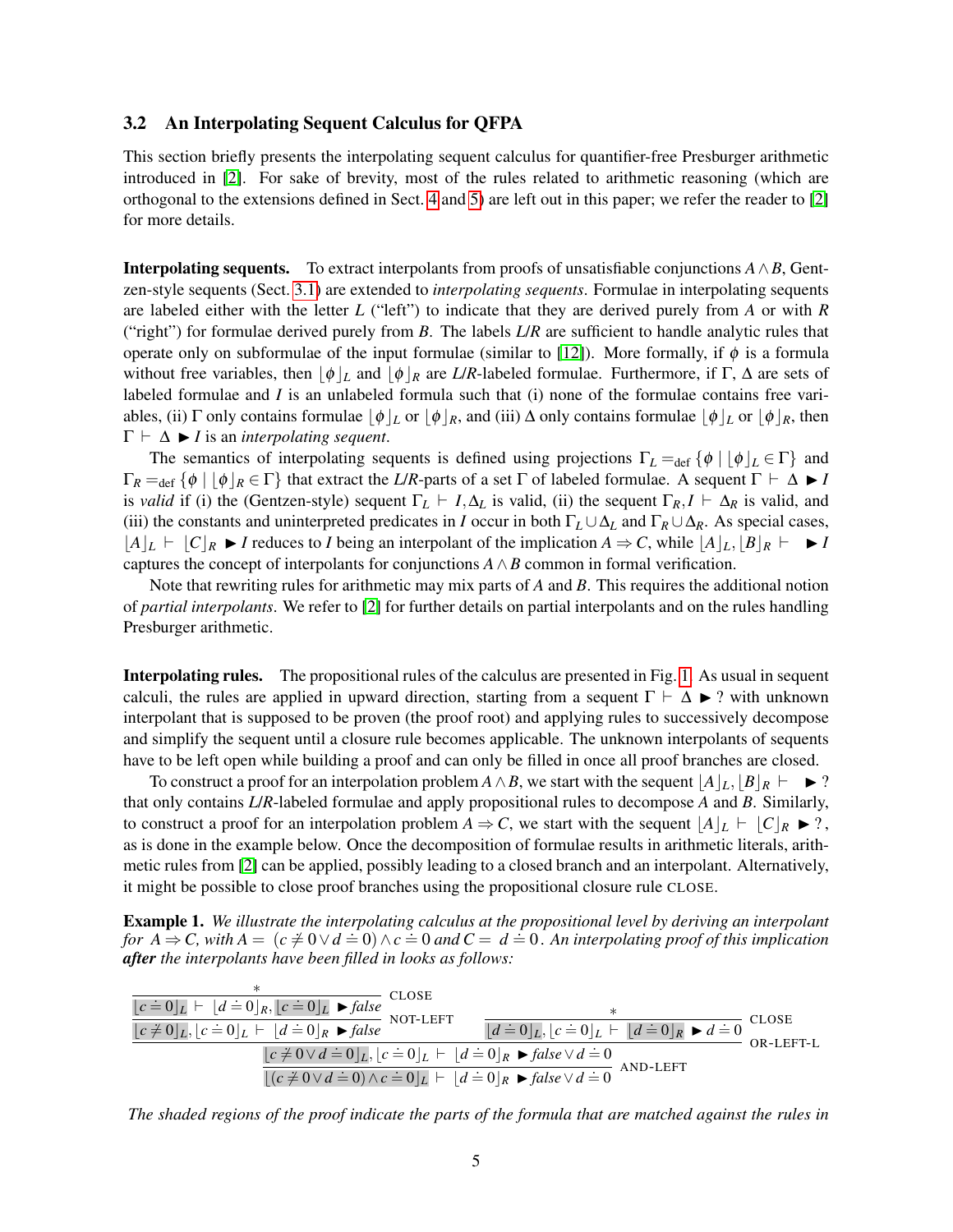### 3.2 An Interpolating Sequent Calculus for QFPA

This section briefly presents the interpolating sequent calculus for quantifier-free Presburger arithmetic introduced in [2]. For sake of brevity, most of the rules related to arithmetic reasoning (which are orthogonal to the extensions defined in Sect. 4 and 5) are left out in this paper; we refer the reader to [2] for more details.

**Interpolating sequents.** To extract interpolants from proofs of unsatisfiable conjunctions $A \wedge B$, Gentzen-style sequents (Sect. 3.1) are extended to *interpolating sequents*. Formulae in interpolating sequents are labeled either with the letter $L$ ("left") to indicate that they are derived purely from $A$ or with $R$ ("right") for formulae derived purely from $B$. The labels *L*/*R* are sufficient to handle analytic rules that operate only on subformulae of the input formulae (similar to [12]). More formally, if $\phi$ is a formula without free variables, then $\lfloor \phi \rfloor_L$ and $\lfloor \phi \rfloor_R$ are *L*/*R*-labeled formulae. Furthermore, if $\Gamma, \Delta$ are sets of labeled formulae and $I$ is an unlabeled formula such that (i) none of the formulae contains free variables, (ii) $\Gamma$ only contains formulae $\lfloor \phi \rfloor_L$ or $\lfloor \phi \rfloor_R$, and (iii) $\Delta$ only contains formulae $\lfloor \phi \rfloor_L$ or $\lfloor \phi \rfloor_R$, then $\Gamma \vdash \Delta \blacktriangleright I$ is an *interpolating sequent*.

The semantics of interpolating sequents is defined using projections $\Gamma_L =_{\text{def}} \{\phi \mid \lfloor \phi \rfloor_L \in \Gamma\}$ and $\Gamma_R =_{\text{def}} \{\phi \mid \lfloor \phi \rfloor_R \in \Gamma\}$ that extract the *L*/*R*-parts of a set $\Gamma$ of labeled formulae. A sequent $\Gamma \vdash \Delta \blacktriangleright I$ is *valid* if (i) the (Gentzen-style) sequent $\Gamma_L \vdash I, \Delta_L$ is valid, (ii) the sequent $\Gamma_R, I \vdash \Delta_R$ is valid, and (iii) the constants and uninterpreted predicates in $I$ occur in both $\Gamma_L \cup \Delta_L$ and $\Gamma_R \cup \Delta_R$. As special cases, $\lfloor A \rfloor_L \vdash \lfloor C \rfloor_R \blacktriangleright I$ reduces to $I$ being an interpolant of the implication $A \Rightarrow C$, while $\lfloor A \rfloor_L, \lfloor B \rfloor_R \vdash \ \blacktriangleright I$ captures the concept of interpolants for conjunctions $A \wedge B$ common in formal verification.

Note that rewriting rules for arithmetic may mix parts of $A$ and $B$. This requires the additional notion of *partial interpolants*. We refer to [2] for further details on partial interpolants and on the rules handling Presburger arithmetic.

**Interpolating rules.** The propositional rules of the calculus are presented in Fig. 1. As usual in sequent calculi, the rules are applied in upward direction, starting from a sequent $\Gamma \vdash \Delta \blacktriangleright ?$ with unknown interpolant that is supposed to be proven (the proof root) and applying rules to successively decompose and simplify the sequent until a closure rule becomes applicable. The unknown interpolants of sequents have to be left open while building a proof and can only be filled in once all proof branches are closed.

To construct a proof for an interpolation problem $A \wedge B$, we start with the sequent $\lfloor A \rfloor_L, \lfloor B \rfloor_R \vdash \ \blacktriangleright ?$ that only contains *L*/*R*-labeled formulae and apply propositional rules to decompose $A$ and $B$. Similarly, to construct a proof for an interpolation problem $A \Rightarrow C$, we start with the sequent $\lfloor A \rfloor_L \vdash \lfloor C \rfloor_R \blacktriangleright ?$, as is done in the example below. Once the decomposition of formulae results in arithmetic literals, arithmetic rules from [2] can be applied, possibly leading to a closed branch and an interpolant. Alternatively, it might be possible to close proof branches using the propositional closure rule CLOSE.

**Example 1.** *We illustrate the interpolating calculus at the propositional level by deriving an interpolant for $A \Rightarrow C$, with $A = (c \not\doteq 0 \vee d \doteq 0) \wedge c \doteq 0$ and $C = d \doteq 0$. An interpolating proof of this implication* ***after*** *the interpolants have been filled in looks as follows:*

$$
\dfrac{
\dfrac{
\dfrac{*}{\lfloor c \doteq 0 \rfloor_L \vdash \lfloor d \doteq 0 \rfloor_R, \lfloor c \doteq 0 \rfloor_L \blacktriangleright \mathit{false}}\ \textsc{close}
}{\lfloor c \not\doteq 0 \rfloor_L, \lfloor c \doteq 0 \rfloor_L \vdash \lfloor d \doteq 0 \rfloor_R \blacktriangleright \mathit{false}}\ \textsc{not-left}
\qquad
\dfrac{*}{\lfloor d \doteq 0 \rfloor_L, \lfloor c \doteq 0 \rfloor_L \vdash \lfloor d \doteq 0 \rfloor_R \blacktriangleright d \doteq 0}\ \textsc{close}
}{
\dfrac{\lfloor c \not\doteq 0 \vee d \doteq 0 \rfloor_L, \lfloor c \doteq 0 \rfloor_L \vdash \lfloor d \doteq 0 \rfloor_R \blacktriangleright \mathit{false} \vee d \doteq 0}{\lfloor (c \not\doteq 0 \vee d \doteq 0) \wedge c \doteq 0 \rfloor_L \vdash \lfloor d \doteq 0 \rfloor_R \blacktriangleright \mathit{false} \vee d \doteq 0}\ \textsc{and-left}
}\ \textsc{or-left-l}
$$

*The shaded regions of the proof indicate the parts of the formula that are matched against the rules in*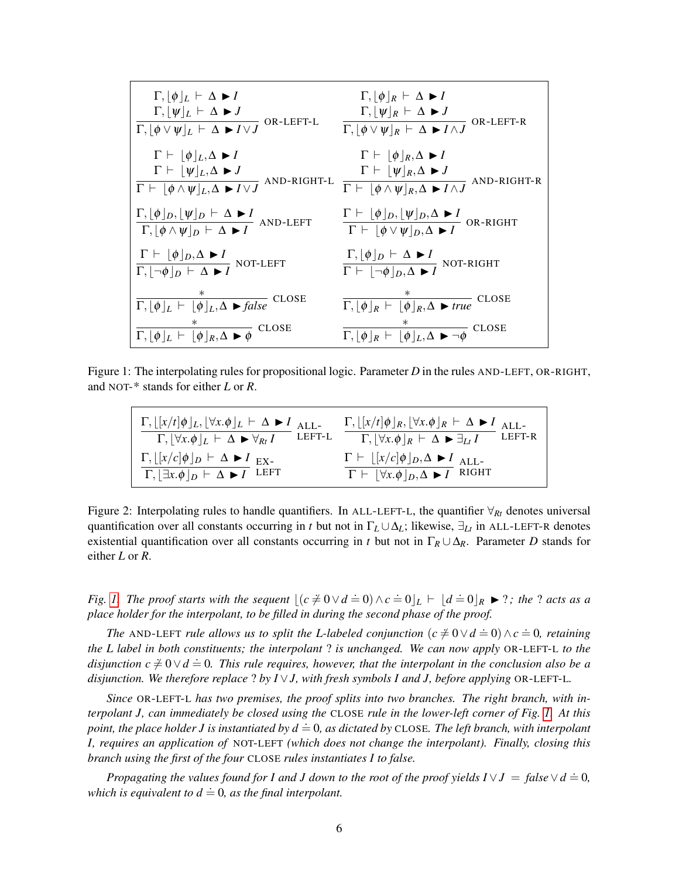$$\frac{\Gamma, \lfloor \phi \rfloor_L \vdash \Delta \blacktriangleright I \qquad \Gamma, \lfloor \psi \rfloor_L \vdash \Delta \blacktriangleright J}{\Gamma, \lfloor \phi \vee \psi \rfloor_L \vdash \Delta \blacktriangleright I \vee J} \text{ OR-LEFT-L} \qquad \frac{\Gamma, \lfloor \phi \rfloor_R \vdash \Delta \blacktriangleright I \qquad \Gamma, \lfloor \psi \rfloor_R \vdash \Delta \blacktriangleright J}{\Gamma, \lfloor \phi \vee \psi \rfloor_R \vdash \Delta \blacktriangleright I \wedge J} \text{ OR-LEFT-R}$$

$$\frac{\Gamma \vdash \lfloor \phi \rfloor_L, \Delta \blacktriangleright I \qquad \Gamma \vdash \lfloor \psi \rfloor_L, \Delta \blacktriangleright J}{\Gamma \vdash \lfloor \phi \wedge \psi \rfloor_L, \Delta \blacktriangleright I \vee J} \text{ AND-RIGHT-L} \qquad \frac{\Gamma \vdash \lfloor \phi \rfloor_R, \Delta \blacktriangleright I \qquad \Gamma \vdash \lfloor \psi \rfloor_R, \Delta \blacktriangleright J}{\Gamma \vdash \lfloor \phi \wedge \psi \rfloor_R, \Delta \blacktriangleright I \wedge J} \text{ AND-RIGHT-R}$$

$$\frac{\Gamma, \lfloor \phi \rfloor_D, \lfloor \psi \rfloor_D \vdash \Delta \blacktriangleright I}{\Gamma, \lfloor \phi \wedge \psi \rfloor_D \vdash \Delta \blacktriangleright I} \text{ AND-LEFT} \qquad \frac{\Gamma \vdash \lfloor \phi \rfloor_D, \lfloor \psi \rfloor_D, \Delta \blacktriangleright I}{\Gamma \vdash \lfloor \phi \vee \psi \rfloor_D, \Delta \blacktriangleright I} \text{ OR-RIGHT}$$

$$\frac{\Gamma \vdash \lfloor \phi \rfloor_D, \Delta \blacktriangleright I}{\Gamma, \lfloor \neg \phi \rfloor_D \vdash \Delta \blacktriangleright I} \text{ NOT-LEFT} \qquad \frac{\Gamma, \lfloor \phi \rfloor_D \vdash \Delta \blacktriangleright I}{\Gamma \vdash \lfloor \neg \phi \rfloor_D, \Delta \blacktriangleright I} \text{ NOT-RIGHT}$$

$$\frac{*}{\Gamma, \lfloor \phi \rfloor_L \vdash \lfloor \phi \rfloor_L, \Delta \blacktriangleright \mathit{false}} \text{ CLOSE} \qquad \frac{*}{\Gamma, \lfloor \phi \rfloor_R \vdash \lfloor \phi \rfloor_R, \Delta \blacktriangleright \mathit{true}} \text{ CLOSE}$$

$$\frac{*}{\Gamma, \lfloor \phi \rfloor_L \vdash \lfloor \phi \rfloor_R, \Delta \blacktriangleright \phi} \text{ CLOSE} \qquad \frac{*}{\Gamma, \lfloor \phi \rfloor_R \vdash \lfloor \phi \rfloor_L, \Delta \blacktriangleright \neg \phi} \text{ CLOSE}$$

Figure 1: The interpolating rules for propositional logic. Parameter $D$ in the rules AND-LEFT, OR-RIGHT, and NOT-* stands for either $L$ or $R$.

$$\frac{\Gamma, \lfloor [x/t]\phi \rfloor_L, \lfloor \forall x.\phi \rfloor_L \vdash \Delta \blacktriangleright I}{\Gamma, \lfloor \forall x.\phi \rfloor_L \vdash \Delta \blacktriangleright \forall_{Rt}\, I} \text{ ALL-LEFT-L} \qquad \frac{\Gamma, \lfloor [x/t]\phi \rfloor_R, \lfloor \forall x.\phi \rfloor_R \vdash \Delta \blacktriangleright I}{\Gamma, \lfloor \forall x.\phi \rfloor_R \vdash \Delta \blacktriangleright \exists_{Lt}\, I} \text{ ALL-LEFT-R}$$

$$\frac{\Gamma, \lfloor [x/c]\phi \rfloor_D \vdash \Delta \blacktriangleright I}{\Gamma, \lfloor \exists x.\phi \rfloor_D \vdash \Delta \blacktriangleright I} \text{ EX-LEFT} \qquad \frac{\Gamma \vdash \lfloor [x/c]\phi \rfloor_D, \Delta \blacktriangleright I}{\Gamma \vdash \lfloor \forall x.\phi \rfloor_D, \Delta \blacktriangleright I} \text{ ALL-RIGHT}$$

Figure 2: Interpolating rules to handle quantifiers. In ALL-LEFT-L, the quantifier $\forall_{Rt}$ denotes universal quantification over all constants occurring in $t$ but not in $\Gamma_L \cup \Delta_L$; likewise, $\exists_{Lt}$ in ALL-LEFT-R denotes existential quantification over all constants occurring in $t$ but not in $\Gamma_R \cup \Delta_R$. Parameter $D$ stands for either $L$ or $R$.

*Fig. 1. The proof starts with the sequent $\lfloor (c \not\doteq 0 \vee d \doteq 0) \wedge c \doteq 0 \rfloor_L \vdash \lfloor d \doteq 0 \rfloor_R \blacktriangleright ?$; the ? acts as a place holder for the interpolant, to be filled in during the second phase of the proof.*

*The AND-LEFT rule allows us to split the L-labeled conjunction $(c \not\doteq 0 \vee d \doteq 0) \wedge c \doteq 0$, retaining the L label in both constituents; the interpolant ? is unchanged. We can now apply OR-LEFT-L to the disjunction $c \not\doteq 0 \vee d \doteq 0$. This rule requires, however, that the interpolant in the conclusion also be a disjunction. We therefore replace ? by $I \vee J$, with fresh symbols I and J, before applying OR-LEFT-L.*

*Since OR-LEFT-L has two premises, the proof splits into two branches. The right branch, with interpolant J, can immediately be closed using the CLOSE rule in the lower-left corner of Fig. 1. At this point, the place holder J is instantiated by $d \doteq 0$, as dictated by CLOSE. The left branch, with interpolant I, requires an application of NOT-LEFT (which does not change the interpolant). Finally, closing this branch using the first of the four CLOSE rules instantiates I to false.*

*Propagating the values found for I and J down to the root of the proof yields $I \vee J = \mathit{false} \vee d \doteq 0$, which is equivalent to $d \doteq 0$, as the final interpolant.*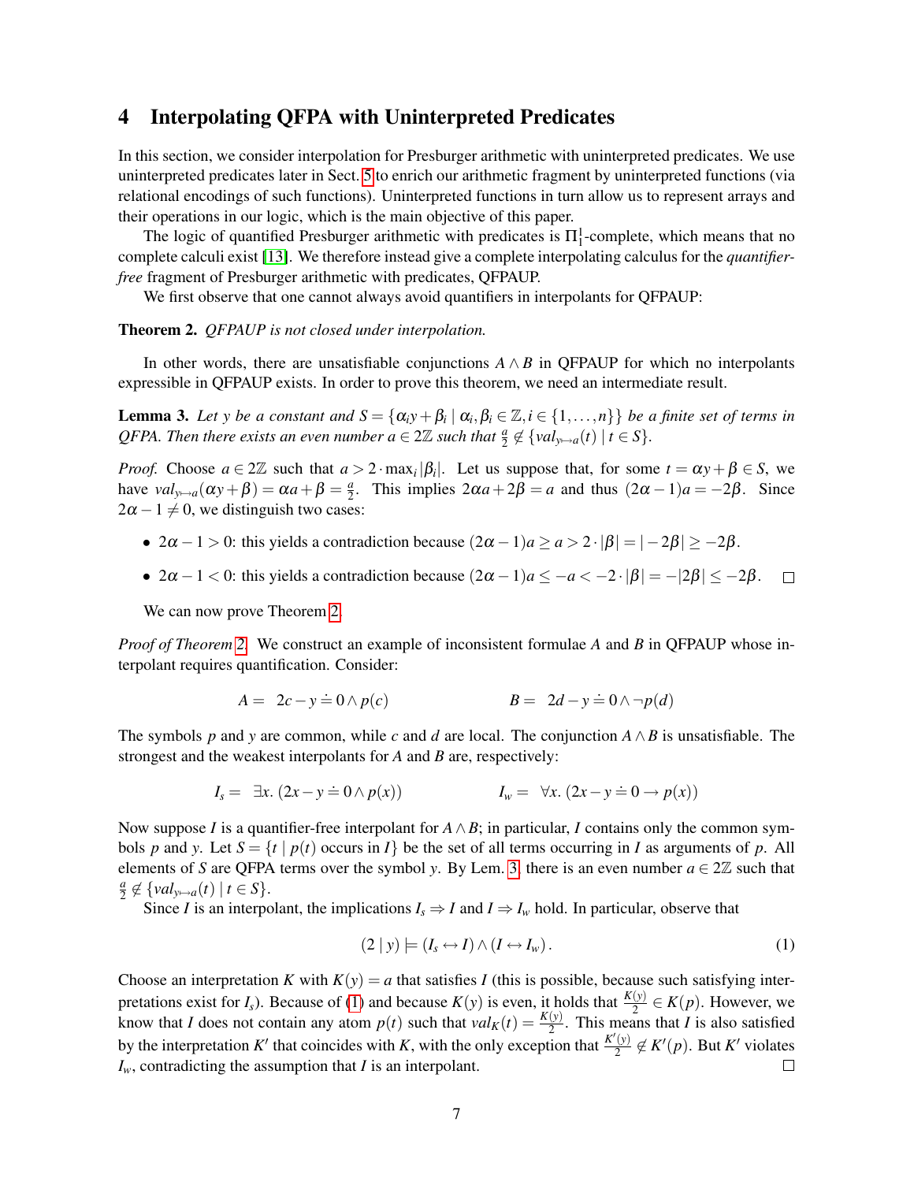# 4 Interpolating QFPA with Uninterpreted Predicates

In this section, we consider interpolation for Presburger arithmetic with uninterpreted predicates. We use uninterpreted predicates later in Sect. 5 to enrich our arithmetic fragment by uninterpreted functions (via relational encodings of such functions). Uninterpreted functions in turn allow us to represent arrays and their operations in our logic, which is the main objective of this paper.

The logic of quantified Presburger arithmetic with predicates is $\Pi^1_1$-complete, which means that no complete calculi exist [13]. We therefore instead give a complete interpolating calculus for the *quantifier-free* fragment of Presburger arithmetic with predicates, QFPAUP.

We first observe that one cannot always avoid quantifiers in interpolants for QFPAUP:

**Theorem 2.** *QFPAUP is not closed under interpolation.*

In other words, there are unsatisfiable conjunctions $A \wedge B$ in QFPAUP for which no interpolants expressible in QFPAUP exists. In order to prove this theorem, we need an intermediate result.

**Lemma 3.** *Let $y$ be a constant and $S = \{\alpha_i y + \beta_i \mid \alpha_i, \beta_i \in \mathbb{Z}, i \in \{1, \ldots, n\}\}$ be a finite set of terms in QFPA. Then there exists an even number $a \in 2\mathbb{Z}$ such that $\frac{a}{2} \notin \{val_{y \mapsto a}(t) \mid t \in S\}$.*

*Proof.* Choose $a \in 2\mathbb{Z}$ such that $a > 2 \cdot \max_i |\beta_i|$. Let us suppose that, for some $t = \alpha y + \beta \in S$, we have $val_{y \mapsto a}(\alpha y + \beta) = \alpha a + \beta = \frac{a}{2}$. This implies $2\alpha a + 2\beta = a$ and thus $(2\alpha - 1)a = -2\beta$. Since $2\alpha - 1 \neq 0$, we distinguish two cases:

- $2\alpha - 1 > 0$: this yields a contradiction because $(2\alpha - 1)a \geq a > 2 \cdot |\beta| = |-2\beta| \geq -2\beta$.
- $2\alpha - 1 < 0$: this yields a contradiction because $(2\alpha - 1)a \leq -a < -2 \cdot |\beta| = -|2\beta| \leq -2\beta$. □

We can now prove Theorem 2.

*Proof of Theorem 2.* We construct an example of inconsistent formulae $A$ and $B$ in QFPAUP whose interpolant requires quantification. Consider:

$$A = \;\; 2c - y \doteq 0 \wedge p(c) \qquad\qquad B = \;\; 2d - y \doteq 0 \wedge \neg p(d)$$

The symbols $p$ and $y$ are common, while $c$ and $d$ are local. The conjunction $A \wedge B$ is unsatisfiable. The strongest and the weakest interpolants for $A$ and $B$ are, respectively:

$$I_s = \;\; \exists x.\, (2x - y \doteq 0 \wedge p(x)) \qquad\qquad I_w = \;\; \forall x.\, (2x - y \doteq 0 \rightarrow p(x))$$

Now suppose $I$ is a quantifier-free interpolant for $A \wedge B$; in particular, $I$ contains only the common symbols $p$ and $y$. Let $S = \{t \mid p(t) \text{ occurs in } I\}$ be the set of all terms occurring in $I$ as arguments of $p$. All elements of $S$ are QFPA terms over the symbol $y$. By Lem. 3, there is an even number $a \in 2\mathbb{Z}$ such that $\frac{a}{2} \notin \{val_{y \mapsto a}(t) \mid t \in S\}$.

Since $I$ is an interpolant, the implications $I_s \Rightarrow I$ and $I \Rightarrow I_w$ hold. In particular, observe that

$$(2 \mid y) \models (I_s \leftrightarrow I) \wedge (I \leftrightarrow I_w)\,. \tag{1}$$

Choose an interpretation $K$ with $K(y) = a$ that satisfies $I$ (this is possible, because such satisfying interpretations exist for $I_s$). Because of (1) and because $K(y)$ is even, it holds that $\frac{K(y)}{2} \in K(p)$. However, we know that $I$ does not contain any atom $p(t)$ such that $val_K(t) = \frac{K(y)}{2}$. This means that $I$ is also satisfied by the interpretation $K'$ that coincides with $K$, with the only exception that $\frac{K'(y)}{2} \notin K'(p)$. But $K'$ violates $I_w$, contradicting the assumption that $I$ is an interpolant. □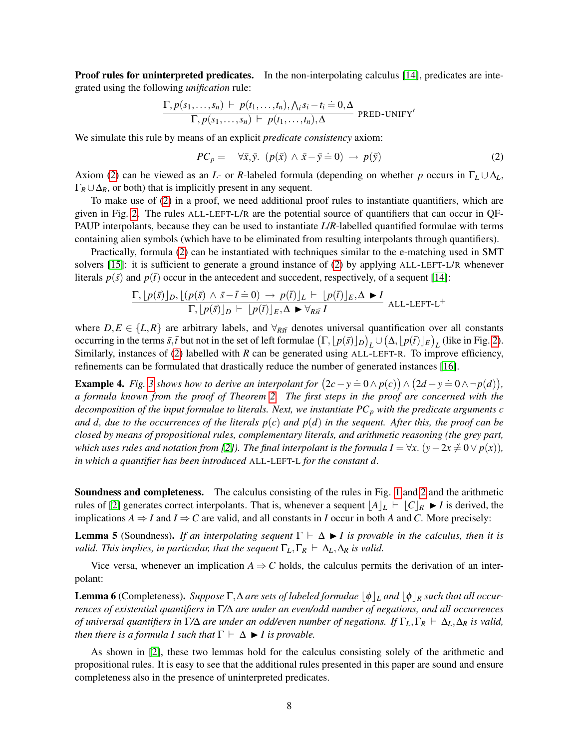**Proof rules for uninterpreted predicates.** In the non-interpolating calculus [14], predicates are integrated using the following *unification* rule:

$$\frac{\Gamma, p(s_1,\ldots,s_n) \vdash p(t_1,\ldots,t_n), \bigwedge_i s_i - t_i \doteq 0, \Delta}{\Gamma, p(s_1,\ldots,s_n) \vdash p(t_1,\ldots,t_n), \Delta} \text{ PRED-UNIFY}'$$

We simulate this rule by means of an explicit *predicate consistency* axiom:

$$PC_p = \quad \forall \bar{x}, \bar{y}.\ (p(\bar{x}) \wedge \bar{x} - \bar{y} \doteq 0) \rightarrow p(\bar{y}) \tag{2}$$

Axiom (2) can be viewed as an *L*- or *R*-labeled formula (depending on whether $p$ occurs in $\Gamma_L \cup \Delta_L$, $\Gamma_R \cup \Delta_R$, or both) that is implicitly present in any sequent.

To make use of (2) in a proof, we need additional proof rules to instantiate quantifiers, which are given in Fig. 2. The rules ALL-LEFT-L/R are the potential source of quantifiers that can occur in QF-PAUP interpolants, because they can be used to instantiate *L*/*R*-labelled quantified formulae with terms containing alien symbols (which have to be eliminated from resulting interpolants through quantifiers).

Practically, formula (2) can be instantiated with techniques similar to the e-matching used in SMT solvers [15]: it is sufficient to generate a ground instance of (2) by applying ALL-LEFT-L/R whenever literals $p(\bar{s})$ and $p(\bar{t})$ occur in the antecedent and succedent, respectively, of a sequent [14]:

$$\frac{\Gamma, \lfloor p(\bar{s}) \rfloor_D, \lfloor (p(\bar{s}) \wedge \bar{s} - \bar{t} \doteq 0) \rightarrow p(\bar{t}) \rfloor_L \vdash \lfloor p(\bar{t}) \rfloor_E, \Delta \blacktriangleright I}{\Gamma, \lfloor p(\bar{s}) \rfloor_D \vdash \lfloor p(\bar{t}) \rfloor_E, \Delta \blacktriangleright \forall_{R\bar{s}\bar{t}}\, I} \text{ ALL-LEFT-L}^{+}$$

where $D, E \in \{L, R\}$ are arbitrary labels, and $\forall_{R\bar{s}\bar{t}}$ denotes universal quantification over all constants occurring in the terms $\bar{s}, \bar{t}$ but not in the set of left formulae $\left(\Gamma, \lfloor p(\bar{s}) \rfloor_D\right)_L \cup \left(\Delta, \lfloor p(\bar{t}) \rfloor_E\right)_L$ (like in Fig. 2). Similarly, instances of (2) labelled with $R$ can be generated using ALL-LEFT-R. To improve efficiency, refinements can be formulated that drastically reduce the number of generated instances [16].

**Example 4.** *Fig. 3 shows how to derive an interpolant for* $\left(2c - y \doteq 0 \wedge p(c)\right) \wedge \left(2d - y \doteq 0 \wedge \neg p(d)\right)$*, a formula known from the proof of Theorem 2. The first steps in the proof are concerned with the decomposition of the input formulae to literals. Next, we instantiate* $PC_p$ *with the predicate arguments* $c$ *and* $d$*, due to the occurrences of the literals* $p(c)$ *and* $p(d)$ *in the sequent. After this, the proof can be closed by means of propositional rules, complementary literals, and arithmetic reasoning (the grey part, which uses rules and notation from [2]). The final interpolant is the formula* $I = \forall x.\ (y - 2x \not\doteq 0 \vee p(x))$*, in which a quantifier has been introduced* ALL-LEFT-L *for the constant* $d$*.*

**Soundness and completeness.** The calculus consisting of the rules in Fig. 1 and 2 and the arithmetic rules of [2] generates correct interpolants. That is, whenever a sequent $\lfloor A \rfloor_L \vdash \lfloor C \rfloor_R \blacktriangleright I$ is derived, the implications $A \Rightarrow I$ and $I \Rightarrow C$ are valid, and all constants in $I$ occur in both $A$ and $C$. More precisely:

**Lemma 5** (Soundness). *If an interpolating sequent* $\Gamma \vdash \Delta \blacktriangleright I$ *is provable in the calculus, then it is valid. This implies, in particular, that the sequent* $\Gamma_L, \Gamma_R \vdash \Delta_L, \Delta_R$ *is valid.*

Vice versa, whenever an implication $A \Rightarrow C$ holds, the calculus permits the derivation of an interpolant:

**Lemma 6** (Completeness). *Suppose* $\Gamma, \Delta$ *are sets of labeled formulae* $\lfloor \phi \rfloor_L$ *and* $\lfloor \phi \rfloor_R$ *such that all occurrences of existential quantifiers in* $\Gamma/\Delta$ *are under an even/odd number of negations, and all occurrences of universal quantifiers in* $\Gamma/\Delta$ *are under an odd/even number of negations. If* $\Gamma_L, \Gamma_R \vdash \Delta_L, \Delta_R$ *is valid, then there is a formula* $I$ *such that* $\Gamma \vdash \Delta \blacktriangleright I$ *is provable.*

As shown in [2], these two lemmas hold for the calculus consisting solely of the arithmetic and propositional rules. It is easy to see that the additional rules presented in this paper are sound and ensure completeness also in the presence of uninterpreted predicates.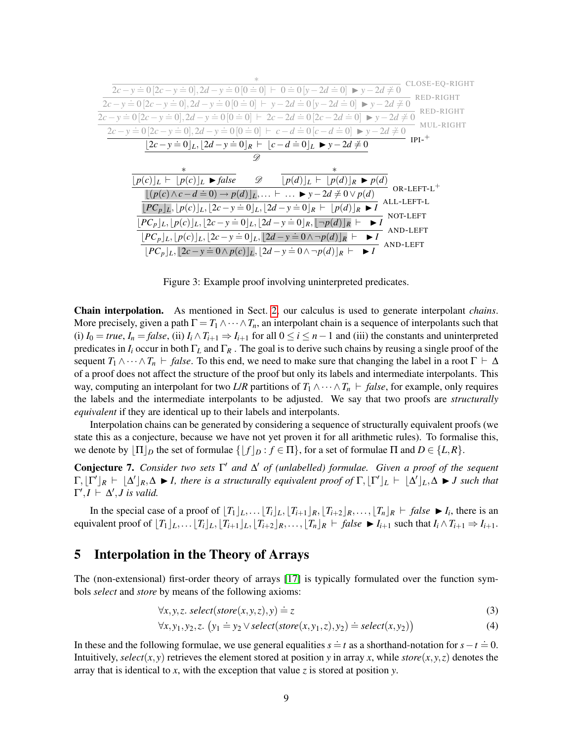$$
\dfrac{\dfrac{\dfrac{\dfrac{\dfrac{*}{2c-y \doteq 0\,[2c-y \doteq 0], 2d-y \doteq 0\,[0 \doteq 0] \vdash 0 \doteq 0\,[y-2d \doteq 0] \blacktriangleright y-2d \neq 0}\ \text{CLOSE-EQ-RIGHT}}{2c-y \doteq 0\,[2c-y \doteq 0], 2d-y \doteq 0\,[0 \doteq 0] \vdash y-2d \doteq 0\,[y-2d \doteq 0] \blacktriangleright y-2d \neq 0}\ \text{RED-RIGHT}}{2c-y \doteq 0\,[2c-y \doteq 0], 2d-y \doteq 0\,[0 \doteq 0] \vdash 2c-2d \doteq 0\,[2c-2d \doteq 0] \blacktriangleright y-2d \neq 0}\ \text{RED-RIGHT}}{2c-y \doteq 0\,[2c-y \doteq 0], 2d-y \doteq 0\,[0 \doteq 0] \vdash c-d \doteq 0\,[c-d \doteq 0] \blacktriangleright y-2d \neq 0}\ \text{MUL-RIGHT}}{\lfloor 2c-y \doteq 0 \rfloor_L, \lfloor 2d-y \doteq 0 \rfloor_R \vdash \lfloor c-d \doteq 0 \rfloor_L \blacktriangleright y-2d \neq 0}\ \text{IPI-}^+
$$

$$\mathscr{D}$$

$$
\dfrac{\dfrac{\dfrac{\dfrac{\dfrac{\dfrac{*}{\lfloor p(c) \rfloor_L \vdash \lfloor p(c) \rfloor_L \blacktriangleright \mathit{false}} \quad \mathscr{D} \quad \dfrac{*}{\lfloor p(d) \rfloor_L \vdash \lfloor p(d) \rfloor_R \blacktriangleright p(d)}}{\lfloor (p(c) \wedge c-d \doteq 0) \rightarrow p(d) \rfloor_L, \ldots \vdash \ldots \blacktriangleright y-2d \neq 0 \vee p(d)}\ \text{OR-LEFT-L}^+}{\lfloor PC_p \rfloor_L, \lfloor p(c) \rfloor_L, \lfloor 2c-y \doteq 0 \rfloor_L, \lfloor 2d-y \doteq 0 \rfloor_R \vdash \lfloor p(d) \rfloor_R \blacktriangleright I}\ \text{ALL-LEFT-L}}{\lfloor PC_p \rfloor_L, \lfloor p(c) \rfloor_L, \lfloor 2c-y \doteq 0 \rfloor_L, \lfloor 2d-y \doteq 0 \rfloor_R, \lfloor \neg p(d) \rfloor_R \vdash \ \blacktriangleright I}\ \text{NOT-LEFT}}{\lfloor PC_p \rfloor_L, \lfloor p(c) \rfloor_L, \lfloor 2c-y \doteq 0 \rfloor_L, \lfloor 2d-y \doteq 0 \wedge \neg p(d) \rfloor_R \vdash \ \blacktriangleright I}\ \text{AND-LEFT}}{\lfloor PC_p \rfloor_L, \lfloor 2c-y \doteq 0 \wedge p(c) \rfloor_L, \lfloor 2d-y \doteq 0 \wedge \neg p(d) \rfloor_R \vdash \ \blacktriangleright I}\ \text{AND-LEFT}
$$

Figure 3: Example proof involving uninterpreted predicates.

**Chain interpolation.** As mentioned in Sect. 2, our calculus is used to generate interpolant *chains*. More precisely, given a path $\Gamma = T_1 \wedge \cdots \wedge T_n$, an interpolant chain is a sequence of interpolants such that (i) $I_0 = \mathit{true}$, $I_n = \mathit{false}$, (ii) $I_i \wedge T_{i+1} \Rightarrow I_{i+1}$ for all $0 \leq i \leq n-1$ and (iii) the constants and uninterpreted predicates in $I_i$ occur in both $\Gamma_L$ and $\Gamma_R$. The goal is to derive such chains by reusing a single proof of the sequent $T_1 \wedge \cdots \wedge T_n \vdash \mathit{false}$. To this end, we need to make sure that changing the label in a root $\Gamma \vdash \Delta$ of a proof does not affect the structure of the proof but only its labels and intermediate interpolants. This way, computing an interpolant for two *L*/*R* partitions of $T_1 \wedge \cdots \wedge T_n \vdash \mathit{false}$, for example, only requires the labels and the intermediate interpolants to be adjusted. We say that two proofs are *structurally equivalent* if they are identical up to their labels and interpolants.

Interpolation chains can be generated by considering a sequence of structurally equivalent proofs (we state this as a conjecture, because we have not yet proven it for all arithmetic rules). To formalise this, we denote by $\lfloor \Pi \rfloor_D$ the set of formulae $\{\lfloor f \rfloor_D : f \in \Pi\}$, for a set of formulae $\Pi$ and $D \in \{L, R\}$.

**Conjecture 7.** *Consider two sets $\Gamma'$ and $\Delta'$ of (unlabelled) formulae. Given a proof of the sequent $\Gamma, \lfloor \Gamma' \rfloor_R \vdash \lfloor \Delta' \rfloor_R, \Delta \blacktriangleright I$, there is a structurally equivalent proof of $\Gamma, \lfloor \Gamma' \rfloor_L \vdash \lfloor \Delta' \rfloor_L, \Delta \blacktriangleright J$ such that $\Gamma', I \vdash \Delta', J$ is valid.*

In the special case of a proof of $\lfloor T_1 \rfloor_L, \ldots \lfloor T_i \rfloor_L, \lfloor T_{i+1} \rfloor_R, \lfloor T_{i+2} \rfloor_R, \ldots, \lfloor T_n \rfloor_R \vdash \mathit{false} \blacktriangleright I_i$, there is an equivalent proof of $\lfloor T_1 \rfloor_L, \ldots \lfloor T_i \rfloor_L, \lfloor T_{i+1} \rfloor_L, \lfloor T_{i+2} \rfloor_R, \ldots, \lfloor T_n \rfloor_R \vdash \mathit{false} \blacktriangleright I_{i+1}$ such that $I_i \wedge T_{i+1} \Rightarrow I_{i+1}$.

## 5 Interpolation in the Theory of Arrays

The (non-extensional) first-order theory of arrays [17] is typically formulated over the function symbols *select* and *store* by means of the following axioms:

$$\forall x, y, z.\ \mathit{select}(\mathit{store}(x, y, z), y) \doteq z \tag{3}$$

$$\forall x, y_1, y_2, z.\ \big(y_1 \doteq y_2 \vee \mathit{select}(\mathit{store}(x, y_1, z), y_2) \doteq \mathit{select}(x, y_2)\big) \tag{4}$$

In these and the following formulae, we use general equalities $s \doteq t$ as a shorthand-notation for $s - t \doteq 0$. Intuitively, $\mathit{select}(x, y)$ retrieves the element stored at position $y$ in array $x$, while $\mathit{store}(x, y, z)$ denotes the array that is identical to $x$, with the exception that value $z$ is stored at position $y$.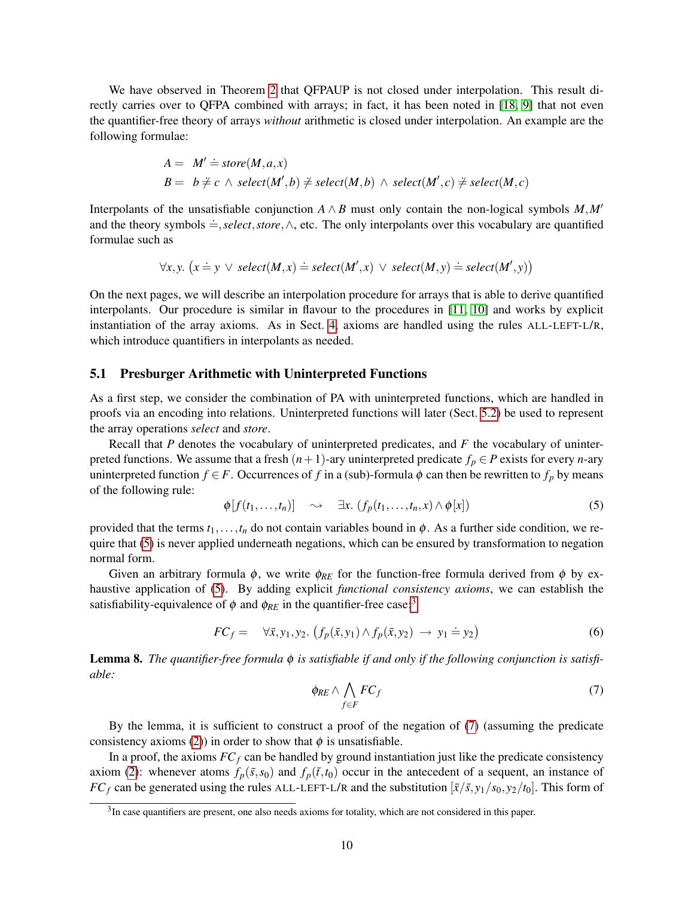We have observed in Theorem 2 that QFPAUP is not closed under interpolation. This result directly carries over to QFPA combined with arrays; in fact, it has been noted in [18, 9] that not even the quantifier-free theory of arrays *without* arithmetic is closed under interpolation. An example are the following formulae:

$$A = \quad M' \doteq store(M, a, x)$$
$$B = \quad b \not\doteq c \;\wedge\; select(M', b) \not\doteq select(M, b) \;\wedge\; select(M', c) \not\doteq select(M, c)$$

Interpolants of the unsatisfiable conjunction $A \wedge B$ must only contain the non-logical symbols $M, M'$ and the theory symbols $\doteq, select, store, \wedge$, etc. The only interpolants over this vocabulary are quantified formulae such as

$$\forall x, y.\ \big(x \doteq y \;\vee\; select(M, x) \doteq select(M', x) \;\vee\; select(M, y) \doteq select(M', y)\big)$$

On the next pages, we will describe an interpolation procedure for arrays that is able to derive quantified interpolants. Our procedure is similar in flavour to the procedures in [11, 10] and works by explicit instantiation of the array axioms. As in Sect. 4, axioms are handled using the rules ALL-LEFT-L/R, which introduce quantifiers in interpolants as needed.

### 5.1 Presburger Arithmetic with Uninterpreted Functions

As a first step, we consider the combination of PA with uninterpreted functions, which are handled in proofs via an encoding into relations. Uninterpreted functions will later (Sect. 5.2) be used to represent the array operations *select* and *store*.

Recall that $P$ denotes the vocabulary of uninterpreted predicates, and $F$ the vocabulary of uninterpreted functions. We assume that a fresh $(n+1)$-ary uninterpreted predicate $f_p \in P$ exists for every $n$-ary uninterpreted function $f \in F$. Occurrences of $f$ in a (sub)-formula $\phi$ can then be rewritten to $f_p$ by means of the following rule:

$$\phi[f(t_1, \ldots, t_n)] \quad \rightsquigarrow \quad \exists x.\ (f_p(t_1, \ldots, t_n, x) \wedge \phi[x]) \tag{5}$$

provided that the terms $t_1, \ldots, t_n$ do not contain variables bound in $\phi$. As a further side condition, we require that (5) is never applied underneath negations, which can be ensured by transformation to negation normal form.

Given an arbitrary formula $\phi$, we write $\phi_{RE}$ for the function-free formula derived from $\phi$ by exhaustive application of (5). By adding explicit *functional consistency axioms*, we can establish the satisfiability-equivalence of $\phi$ and $\phi_{RE}$ in the quantifier-free case:[3]

$$FC_f = \quad \forall \bar{x}, y_1, y_2.\ \big(f_p(\bar{x}, y_1) \wedge f_p(\bar{x}, y_2) \;\rightarrow\; y_1 \doteq y_2\big) \tag{6}$$

**Lemma 8.** *The quantifier-free formula $\phi$ is satisfiable if and only if the following conjunction is satisfiable:*

$$\phi_{RE} \wedge \bigwedge_{f \in F} FC_f \tag{7}$$

By the lemma, it is sufficient to construct a proof of the negation of (7) (assuming the predicate consistency axioms (2)) in order to show that $\phi$ is unsatisfiable.

In a proof, the axioms $FC_f$ can be handled by ground instantiation just like the predicate consistency axiom (2): whenever atoms $f_p(\bar{s}, s_0)$ and $f_p(\bar{t}, t_0)$ occur in the antecedent of a sequent, an instance of $FC_f$ can be generated using the rules ALL-LEFT-L/R and the substitution $[\bar{x}/\bar{s}, y_1/s_0, y_2/t_0]$. This form of

[3] In case quantifiers are present, one also needs axioms for totality, which are not considered in this paper.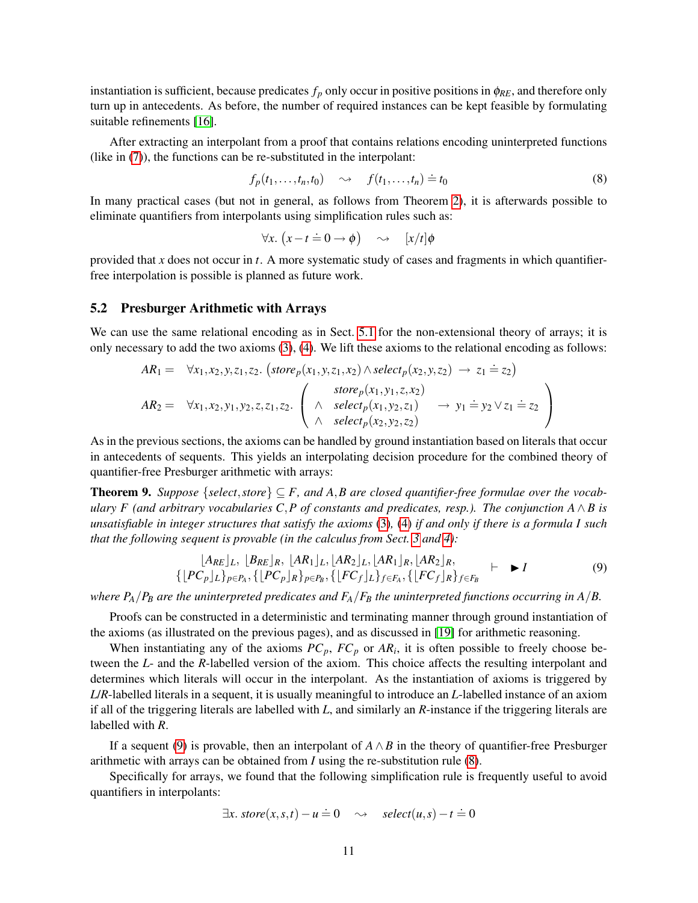instantiation is sufficient, because predicates $f_p$ only occur in positive positions in $\phi_{RE}$, and therefore only turn up in antecedents. As before, the number of required instances can be kept feasible by formulating suitable refinements [16].

After extracting an interpolant from a proof that contains relations encoding uninterpreted functions (like in (7)), the functions can be re-substituted in the interpolant:

$$f_p(t_1,\ldots,t_n,t_0) \quad \rightsquigarrow \quad f(t_1,\ldots,t_n) \doteq t_0 \tag{8}$$

In many practical cases (but not in general, as follows from Theorem 2), it is afterwards possible to eliminate quantifiers from interpolants using simplification rules such as:

$$\forall x.\ \left(x - t \doteq 0 \rightarrow \phi\right) \quad \rightsquigarrow \quad [x/t]\phi$$

provided that $x$ does not occur in $t$. A more systematic study of cases and fragments in which quantifier-free interpolation is possible is planned as future work.

### 5.2 Presburger Arithmetic with Arrays

We can use the same relational encoding as in Sect. 5.1 for the non-extensional theory of arrays; it is only necessary to add the two axioms (3), (4). We lift these axioms to the relational encoding as follows:

$$AR_1 = \quad \forall x_1,x_2,y,z_1,z_2.\ \left(store_p(x_1,y,z_1,x_2) \wedge select_p(x_2,y,z_2) \ \rightarrow\ z_1 \doteq z_2\right)$$

$$AR_2 = \quad \forall x_1,x_2,y_1,y_2,z,z_1,z_2.\ \left(\begin{array}{ll} & store_p(x_1,y_1,z,x_2) \\ \wedge & select_p(x_1,y_2,z_1) \\ \wedge & select_p(x_2,y_2,z_2) \end{array} \ \rightarrow\ y_1 \doteq y_2 \vee z_1 \doteq z_2\right)$$

As in the previous sections, the axioms can be handled by ground instantiation based on literals that occur in antecedents of sequents. This yields an interpolating decision procedure for the combined theory of quantifier-free Presburger arithmetic with arrays:

**Theorem 9.** *Suppose $\{select, store\} \subseteq F$, and $A,B$ are closed quantifier-free formulae over the vocabulary $F$ (and arbitrary vocabularies $C,P$ of constants and predicates, resp.). The conjunction $A \wedge B$ is unsatisfiable in integer structures that satisfy the axioms (3), (4) if and only if there is a formula $I$ such that the following sequent is provable (in the calculus from Sect. 3 and 4):*

$$\begin{array}{c} \lfloor A_{RE} \rfloor_L,\ \lfloor B_{RE} \rfloor_R,\ \lfloor AR_1 \rfloor_L, \lfloor AR_2 \rfloor_L, \lfloor AR_1 \rfloor_R, \lfloor AR_2 \rfloor_R, \\ \{\lfloor PC_p \rfloor_L\}_{p\in P_A}, \{\lfloor PC_p \rfloor_R\}_{p\in P_B}, \{\lfloor FC_f \rfloor_L\}_{f\in F_A}, \{\lfloor FC_f \rfloor_R\}_{f\in F_B} \end{array} \quad \vdash \quad \blacktriangleright I \tag{9}$$

*where $P_A/P_B$ are the uninterpreted predicates and $F_A/F_B$ the uninterpreted functions occurring in $A/B$.*

Proofs can be constructed in a deterministic and terminating manner through ground instantiation of the axioms (as illustrated on the previous pages), and as discussed in [19] for arithmetic reasoning.

When instantiating any of the axioms $PC_p$, $FC_p$ or $AR_i$, it is often possible to freely choose between the $L$- and the $R$-labelled version of the axiom. This choice affects the resulting interpolant and determines which literals will occur in the interpolant. As the instantiation of axioms is triggered by $L$/$R$-labelled literals in a sequent, it is usually meaningful to introduce an $L$-labelled instance of an axiom if all of the triggering literals are labelled with $L$, and similarly an $R$-instance if the triggering literals are labelled with $R$.

If a sequent (9) is provable, then an interpolant of $A \wedge B$ in the theory of quantifier-free Presburger arithmetic with arrays can be obtained from $I$ using the re-substitution rule (8).

Specifically for arrays, we found that the following simplification rule is frequently useful to avoid quantifiers in interpolants:

$$\exists x.\ store(x,s,t) - u \doteq 0 \quad \rightsquigarrow \quad select(u,s) - t \doteq 0$$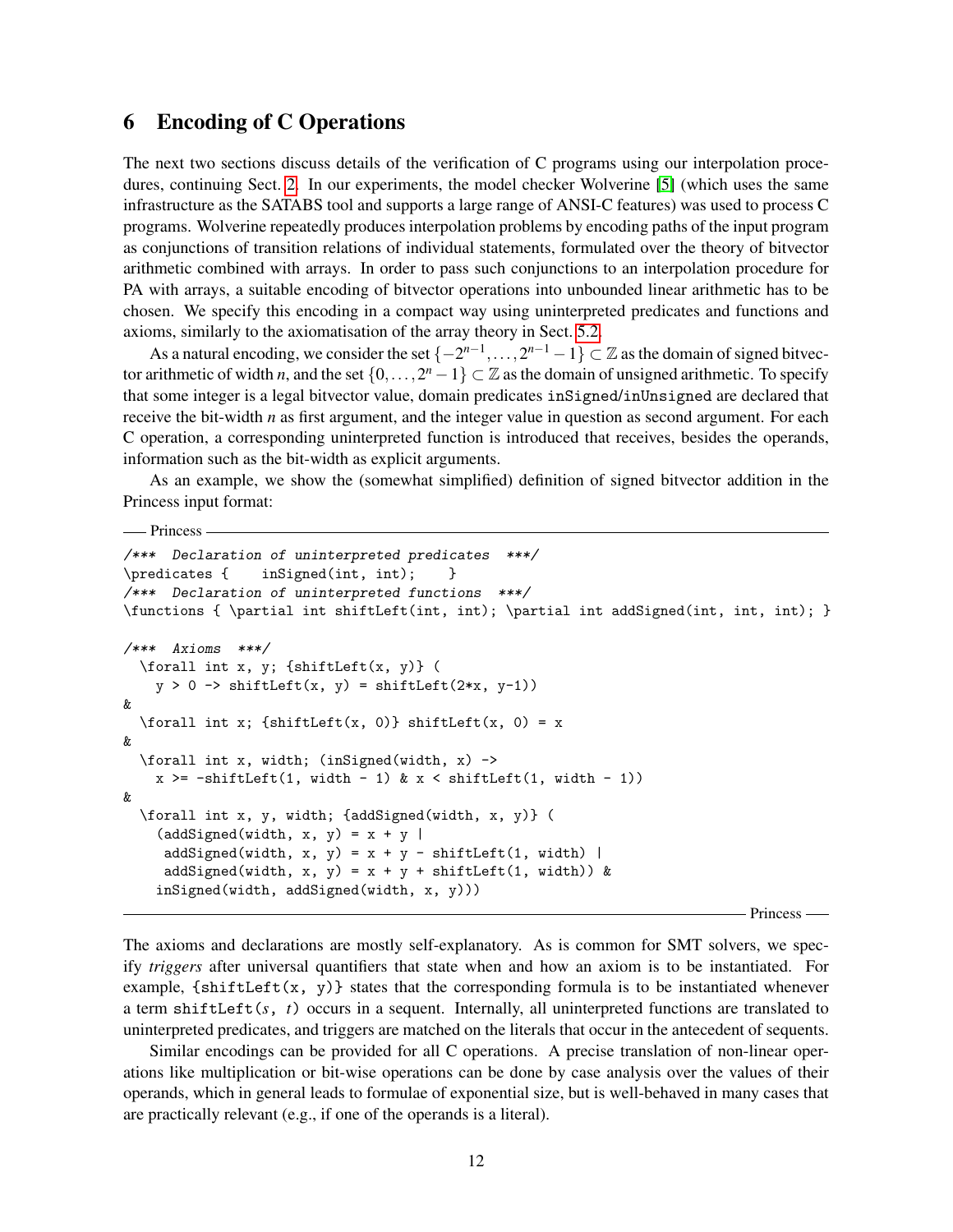# 6 Encoding of C Operations

The next two sections discuss details of the verification of C programs using our interpolation procedures, continuing Sect. 2. In our experiments, the model checker Wolverine [5] (which uses the same infrastructure as the SATABS tool and supports a large range of ANSI-C features) was used to process C programs. Wolverine repeatedly produces interpolation problems by encoding paths of the input program as conjunctions of transition relations of individual statements, formulated over the theory of bitvector arithmetic combined with arrays. In order to pass such conjunctions to an interpolation procedure for PA with arrays, a suitable encoding of bitvector operations into unbounded linear arithmetic has to be chosen. We specify this encoding in a compact way using uninterpreted predicates and functions and axioms, similarly to the axiomatisation of the array theory in Sect. 5.2.

As a natural encoding, we consider the set $\{-2^{n-1}, \ldots, 2^{n-1}-1\} \subset \mathbb{Z}$ as the domain of signed bitvector arithmetic of width $n$, and the set $\{0, \ldots, 2^n - 1\} \subset \mathbb{Z}$ as the domain of unsigned arithmetic. To specify that some integer is a legal bitvector value, domain predicates `inSigned`/`inUnsigned` are declared that receive the bit-width $n$ as first argument, and the integer value in question as second argument. For each C operation, a corresponding uninterpreted function is introduced that receives, besides the operands, information such as the bit-width as explicit arguments.

As an example, we show the (somewhat simplified) definition of signed bitvector addition in the Princess input format:

```
— Princess —
/***  Declaration of uninterpreted predicates  ***/
\predicates {    inSigned(int, int);    }
/***  Declaration of uninterpreted functions  ***/
\functions { \partial int shiftLeft(int, int); \partial int addSigned(int, int, int); }

/***  Axioms  ***/
  \forall int x, y; {shiftLeft(x, y)} (
    y > 0 -> shiftLeft(x, y) = shiftLeft(2*x, y-1))
&
  \forall int x; {shiftLeft(x, 0)} shiftLeft(x, 0) = x
&
  \forall int x, width; (inSigned(width, x) ->
    x >= -shiftLeft(1, width - 1) & x < shiftLeft(1, width - 1))
&
  \forall int x, y, width; {addSigned(width, x, y)} (
    (addSigned(width, x, y) = x + y |
     addSigned(width, x, y) = x + y - shiftLeft(1, width) |
     addSigned(width, x, y) = x + y + shiftLeft(1, width)) &
    inSigned(width, addSigned(width, x, y)))
— Princess —
```

The axioms and declarations are mostly self-explanatory. As is common for SMT solvers, we specify *triggers* after universal quantifiers that state when and how an axiom is to be instantiated. For example, `{shiftLeft(x, y)}` states that the corresponding formula is to be instantiated whenever a term `shiftLeft(`$s$`, `$t$`)` occurs in a sequent. Internally, all uninterpreted functions are translated to uninterpreted predicates, and triggers are matched on the literals that occur in the antecedent of sequents.

Similar encodings can be provided for all C operations. A precise translation of non-linear operations like multiplication or bit-wise operations can be done by case analysis over the values of their operands, which in general leads to formulae of exponential size, but is well-behaved in many cases that are practically relevant (e.g., if one of the operands is a literal).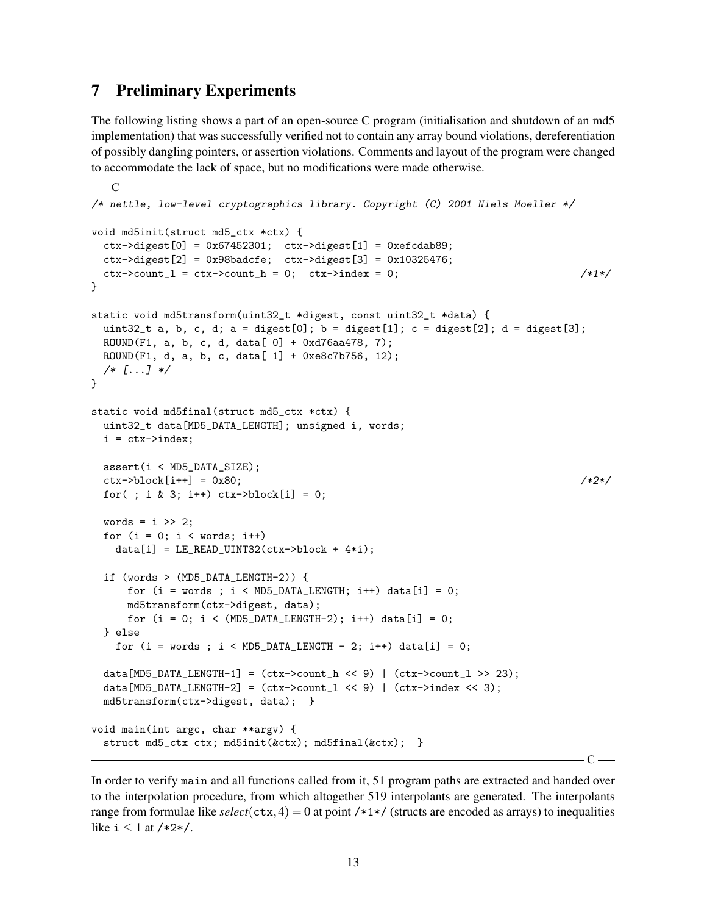## 7 Preliminary Experiments

The following listing shows a part of an open-source C program (initialisation and shutdown of an md5 implementation) that was successfully verified not to contain any array bound violations, dereferentiation of possibly dangling pointers, or assertion violations. Comments and layout of the program were changed to accommodate the lack of space, but no modifications were made otherwise.

```c
/* nettle, low-level cryptographics library. Copyright (C) 2001 Niels Moeller */

void md5init(struct md5_ctx *ctx) {
  ctx->digest[0] = 0x67452301;  ctx->digest[1] = 0xefcdab89;
  ctx->digest[2] = 0x98badcfe;  ctx->digest[3] = 0x10325476;
  ctx->count_l = ctx->count_h = 0;  ctx->index = 0;                        /*1*/
}

static void md5transform(uint32_t *digest, const uint32_t *data) {
  uint32_t a, b, c, d; a = digest[0]; b = digest[1]; c = digest[2]; d = digest[3];
  ROUND(F1, a, b, c, d, data[ 0] + 0xd76aa478, 7);
  ROUND(F1, d, a, b, c, data[ 1] + 0xe8c7b756, 12);
  /* [...] */
}

static void md5final(struct md5_ctx *ctx) {
  uint32_t data[MD5_DATA_LENGTH]; unsigned i, words;
  i = ctx->index;

  assert(i < MD5_DATA_SIZE);
  ctx->block[i++] = 0x80;                                                  /*2*/
  for( ; i & 3; i++) ctx->block[i] = 0;

  words = i >> 2;
  for (i = 0; i < words; i++)
    data[i] = LE_READ_UINT32(ctx->block + 4*i);

  if (words > (MD5_DATA_LENGTH-2)) {
      for (i = words ; i < MD5_DATA_LENGTH; i++) data[i] = 0;
      md5transform(ctx->digest, data);
      for (i = 0; i < (MD5_DATA_LENGTH-2); i++) data[i] = 0;
  } else
    for (i = words ; i < MD5_DATA_LENGTH - 2; i++) data[i] = 0;

  data[MD5_DATA_LENGTH-1] = (ctx->count_h << 9) | (ctx->count_l >> 23);
  data[MD5_DATA_LENGTH-2] = (ctx->count_l << 9) | (ctx->index << 3);
  md5transform(ctx->digest, data);  }

void main(int argc, char **argv) {
  struct md5_ctx ctx; md5init(&ctx); md5final(&ctx);  }
```

In order to verify `main` and all functions called from it, 51 program paths are extracted and handed over to the interpolation procedure, from which altogether 519 interpolants are generated. The interpolants range from formulae like $\mathit{select}(\texttt{ctx}, 4) = 0$ at point `/*1*/` (structs are encoded as arrays) to inequalities like $\texttt{i} \leq 1$ at `/*2*/`.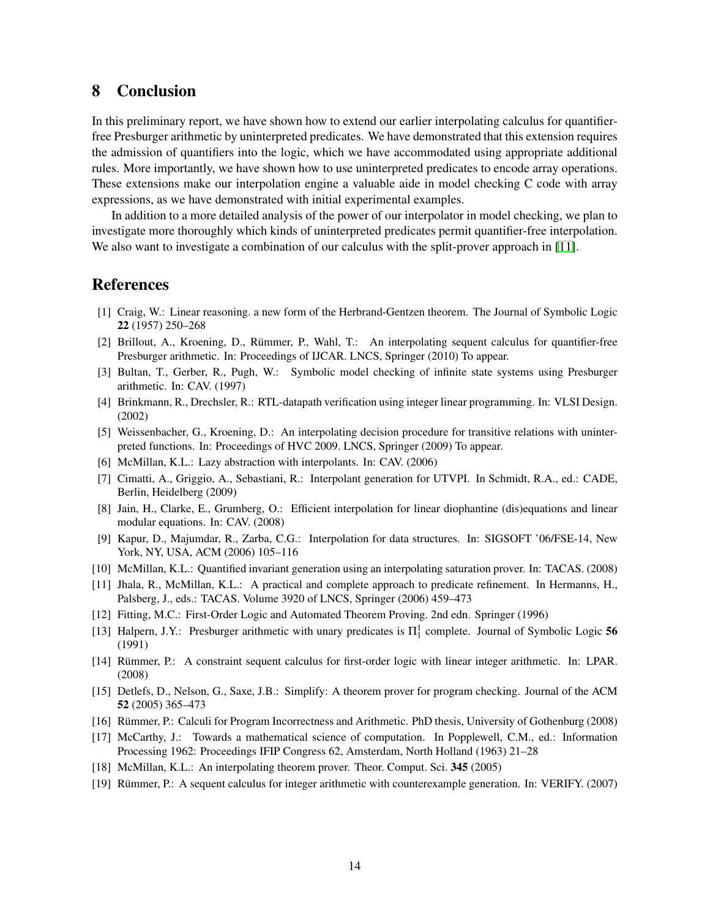## 8 Conclusion

In this preliminary report, we have shown how to extend our earlier interpolating calculus for quantifier-free Presburger arithmetic by uninterpreted predicates. We have demonstrated that this extension requires the admission of quantifiers into the logic, which we have accommodated using appropriate additional rules. More importantly, we have shown how to use uninterpreted predicates to encode array operations. These extensions make our interpolation engine a valuable aide in model checking C code with array expressions, as we have demonstrated with initial experimental examples.

In addition to a more detailed analysis of the power of our interpolator in model checking, we plan to investigate more thoroughly which kinds of uninterpreted predicates permit quantifier-free interpolation. We also want to investigate a combination of our calculus with the split-prover approach in [11].

## References

[1] Craig, W.: Linear reasoning. a new form of the Herbrand-Gentzen theorem. The Journal of Symbolic Logic **22** (1957) 250–268

[2] Brillout, A., Kroening, D., Rümmer, P., Wahl, T.: An interpolating sequent calculus for quantifier-free Presburger arithmetic. In: Proceedings of IJCAR. LNCS, Springer (2010) To appear.

[3] Bultan, T., Gerber, R., Pugh, W.: Symbolic model checking of infinite state systems using Presburger arithmetic. In: CAV. (1997)

[4] Brinkmann, R., Drechsler, R.: RTL-datapath verification using integer linear programming. In: VLSI Design. (2002)

[5] Weissenbacher, G., Kroening, D.: An interpolating decision procedure for transitive relations with uninterpreted functions. In: Proceedings of HVC 2009. LNCS, Springer (2009) To appear.

[6] McMillan, K.L.: Lazy abstraction with interpolants. In: CAV. (2006)

[7] Cimatti, A., Griggio, A., Sebastiani, R.: Interpolant generation for UTVPI. In Schmidt, R.A., ed.: CADE, Berlin, Heidelberg (2009)

[8] Jain, H., Clarke, E., Grumberg, O.: Efficient interpolation for linear diophantine (dis)equations and linear modular equations. In: CAV. (2008)

[9] Kapur, D., Majumdar, R., Zarba, C.G.: Interpolation for data structures. In: SIGSOFT '06/FSE-14, New York, NY, USA, ACM (2006) 105–116

[10] McMillan, K.L.: Quantified invariant generation using an interpolating saturation prover. In: TACAS. (2008)

[11] Jhala, R., McMillan, K.L.: A practical and complete approach to predicate refinement. In Hermanns, H., Palsberg, J., eds.: TACAS. Volume 3920 of LNCS, Springer (2006) 459–473

[12] Fitting, M.C.: First-Order Logic and Automated Theorem Proving. 2nd edn. Springer (1996)

[13] Halpern, J.Y.: Presburger arithmetic with unary predicates is $\Pi^1_1$ complete. Journal of Symbolic Logic **56** (1991)

[14] Rümmer, P.: A constraint sequent calculus for first-order logic with linear integer arithmetic. In: LPAR. (2008)

[15] Detlefs, D., Nelson, G., Saxe, J.B.: Simplify: A theorem prover for program checking. Journal of the ACM **52** (2005) 365–473

[16] Rümmer, P.: Calculi for Program Incorrectness and Arithmetic. PhD thesis, University of Gothenburg (2008)

[17] McCarthy, J.: Towards a mathematical science of computation. In Popplewell, C.M., ed.: Information Processing 1962: Proceedings IFIP Congress 62, Amsterdam, North Holland (1963) 21–28

[18] McMillan, K.L.: An interpolating theorem prover. Theor. Comput. Sci. **345** (2005)

[19] Rümmer, P.: A sequent calculus for integer arithmetic with counterexample generation. In: VERIFY. (2007)